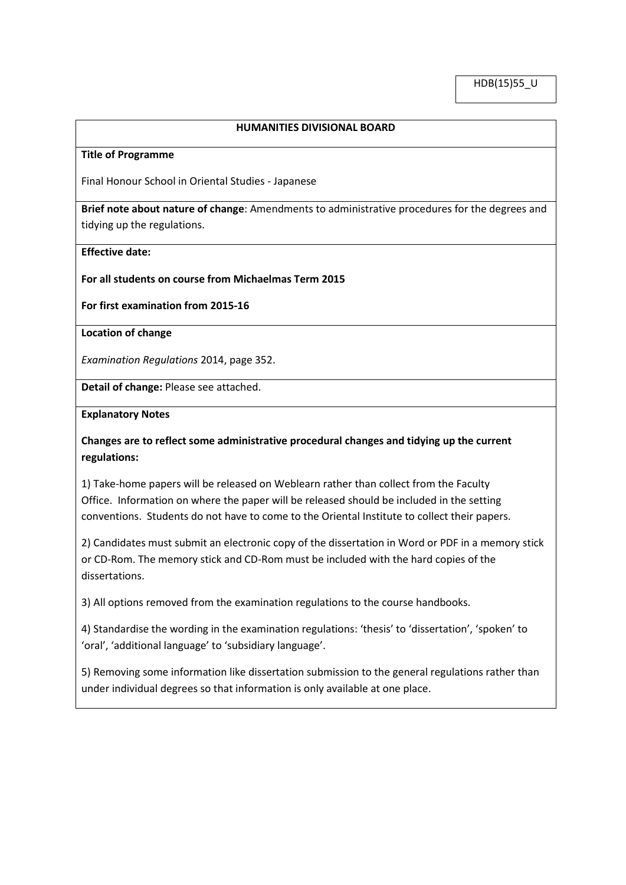HDB(15)55_U

| **HUMANITIES DIVISIONAL BOARD** |
|---|
| **Title of Programme**<br><br>Final Honour School in Oriental Studies - Japanese |
| **Brief note about nature of change**: Amendments to administrative procedures for the degrees and tidying up the regulations. |
| **Effective date:**<br><br>**For all students on course from Michaelmas Term 2015**<br><br>**For first examination from 2015-16** |
| **Location of change**<br><br>*Examination Regulations* 2014, page 352. |
| **Detail of change:** Please see attached. |
| **Explanatory Notes**<br><br>**Changes are to reflect some administrative procedural changes and tidying up the current regulations:**<br><br>1) Take-home papers will be released on Weblearn rather than collect from the Faculty Office. Information on where the paper will be released should be included in the setting conventions. Students do not have to come to the Oriental Institute to collect their papers.<br><br>2) Candidates must submit an electronic copy of the dissertation in Word or PDF in a memory stick or CD-Rom. The memory stick and CD-Rom must be included with the hard copies of the dissertations.<br><br>3) All options removed from the examination regulations to the course handbooks.<br><br>4) Standardise the wording in the examination regulations: 'thesis' to 'dissertation', 'spoken' to 'oral', 'additional language' to 'subsidiary language'.<br><br>5) Removing some information like dissertation submission to the general regulations rather than under individual degrees so that information is only available at one place. |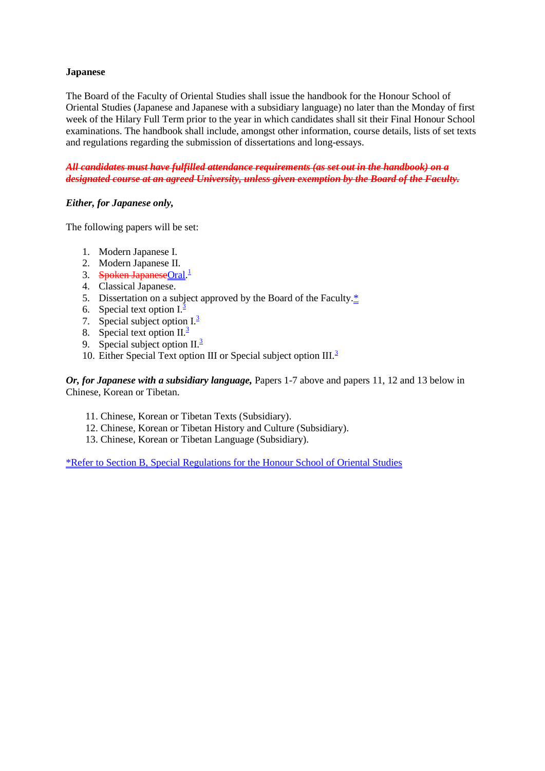**Japanese**

The Board of the Faculty of Oriental Studies shall issue the handbook for the Honour School of Oriental Studies (Japanese and Japanese with a subsidiary language) no later than the Monday of first week of the Hilary Full Term prior to the year in which candidates shall sit their Final Honour School examinations. The handbook shall include, amongst other information, course details, lists of set texts and regulations regarding the submission of dissertations and long-essays.

~~***All candidates must have fulfilled attendance requirements (as set out in the handbook) on a designated course at an agreed University, unless given exemption by the Board of the Faculty.***~~

***Either, for Japanese only,***

The following papers will be set:

1. Modern Japanese I.
2. Modern Japanese II.
3. ~~Spoken Japanese~~Oral.[1]
4. Classical Japanese.
5. Dissertation on a subject approved by the Board of the Faculty.*
6. Special text option I.[3]
7. Special subject option I.[3]
8. Special text option II.[3]
9. Special subject option II.[3]
10. Either Special Text option III or Special subject option III.[3]

***Or, for Japanese with a subsidiary language,*** Papers 1-7 above and papers 11, 12 and 13 below in Chinese, Korean or Tibetan.

11. Chinese, Korean or Tibetan Texts (Subsidiary).
12. Chinese, Korean or Tibetan History and Culture (Subsidiary).
13. Chinese, Korean or Tibetan Language (Subsidiary).

*Refer to Section B, Special Regulations for the Honour School of Oriental Studies